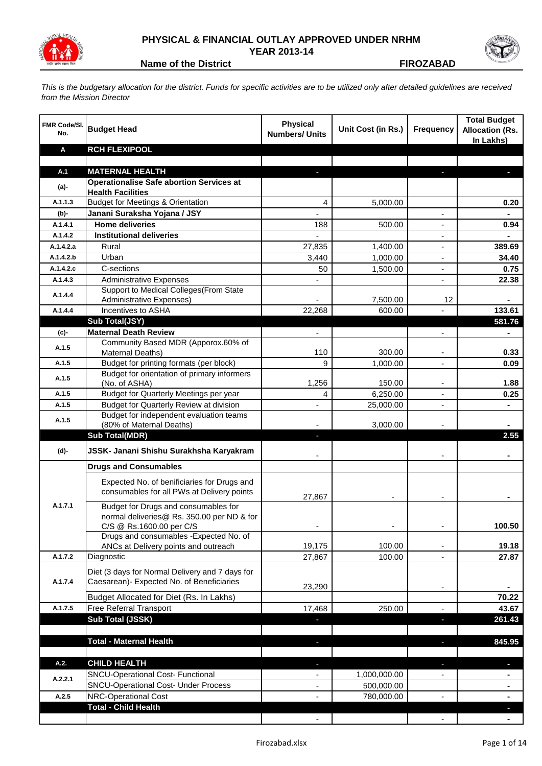# PHYSICAL & FINANCIAL OUTLAY APPROVED UNDER NRHM
## YEAR 2013-14

**Name of the District** **FIROZABAD**

*This is the budgetary allocation for the district. Funds for specific activities are to be utilized only after detailed guidelines are received from the Mission Director*

| FMR Code/Sl. No. | Budget Head | Physical Numbers/ Units | Unit Cost (in Rs.) | Frequency | Total Budget Allocation (Rs. In Lakhs) |
|---|---|---|---|---|---|
| **A** | **RCH FLEXIPOOL** | | | | |
| | | | | | |
| **A.1** | **MATERNAL HEALTH** | - | | - | - |
| **(a)-** | **Operationalise Safe abortion Services at Health Facilities** | | | | |
| A.1.1.3 | Budget for Meetings & Orientation | 4 | 5,000.00 | | 0.20 |
| **(b)-** | **Janani Suraksha Yojana / JSY** | - | | - | - |
| A.1.4.1 | **Home deliveries** | 188 | 500.00 | - | 0.94 |
| A.1.4.2 | **Institutional deliveries** | - | | - | - |
| A.1.4.2.a | Rural | 27,835 | 1,400.00 | - | 389.69 |
| A.1.4.2.b | Urban | 3,440 | 1,000.00 | - | 34.40 |
| A.1.4.2.c | C-sections | 50 | 1,500.00 | - | 0.75 |
| A.1.4.3 | Administrative Expenses | - | | - | 22.38 |
| A.1.4.4 | Support to Medical Colleges(From State Administrative Expenses) | - | 7,500.00 | 12 | - |
| A.1.4.4 | Incentives to ASHA | 22,268 | 600.00 | - | 133.61 |
| | **Sub Total(JSY)** | | | | **581.76** |
| **(c)-** | **Maternal Death Review** | - | | - | - |
| A.1.5 | Community Based MDR (Apporox.60% of Maternal Deaths) | 110 | 300.00 | - | 0.33 |
| A.1.5 | Budget for printing formats (per block) | 9 | 1,000.00 | - | 0.09 |
| A.1.5 | Budget for orientation of primary informers (No. of ASHA) | 1,256 | 150.00 | - | 1.88 |
| A.1.5 | Budget for Quarterly Meetings per year | 4 | 6,250.00 | - | 0.25 |
| A.1.5 | Budget for Quarterly Review at division | - | 25,000.00 | - | - |
| A.1.5 | Budget for independent evaluation teams (80% of Maternal Deaths) | - | 3,000.00 | - | - |
| | **Sub Total(MDR)** | - | | | **2.55** |
| **(d)-** | **JSSK- Janani Shishu Surakhsha Karyakram** | - | | - | - |
| | **Drugs and Consumables** | | | | |
| A.1.7.1 | Expected No. of benificiaries for Drugs and consumables for all PWs at Delivery points | 27,867 | - | - | - |
| | Budget for Drugs and consumables for normal deliveries@ Rs. 350.00 per ND & for C/S @ Rs.1600.00 per C/S | - | - | - | 100.50 |
| | Drugs and consumables -Expected No. of ANCs at Delivery points and outreach | 19,175 | 100.00 | - | 19.18 |
| A.1.7.2 | Diagnostic | 27,867 | 100.00 | - | 27.87 |
| A.1.7.4 | Diet (3 days for Normal Delivery and 7 days for Caesarean)- Expected No. of Beneficiaries | 23,290 | | - | - |
| | Budget Allocated for Diet (Rs. In Lakhs) | | | | 70.22 |
| A.1.7.5 | Free Referral Transport | 17,468 | 250.00 | - | 43.67 |
| | **Sub Total (JSSK)** | - | | - | **261.43** |
| | | | | | |
| | **Total - Maternal Health** | - | | - | **845.95** |
| | | | | | |
| **A.2.** | **CHILD HEALTH** | - | | - | - |
| A.2.2.1 | SNCU-Operational Cost- Functional | - | 1,000,000.00 | - | - |
| | SNCU-Operational Cost- Under Process | - | 500,000.00 | | - |
| A.2.5 | NRC-Operational Cost | - | 780,000.00 | - | - |
| | **Total - Child Health** | | | | - |
| | | - | | - | - |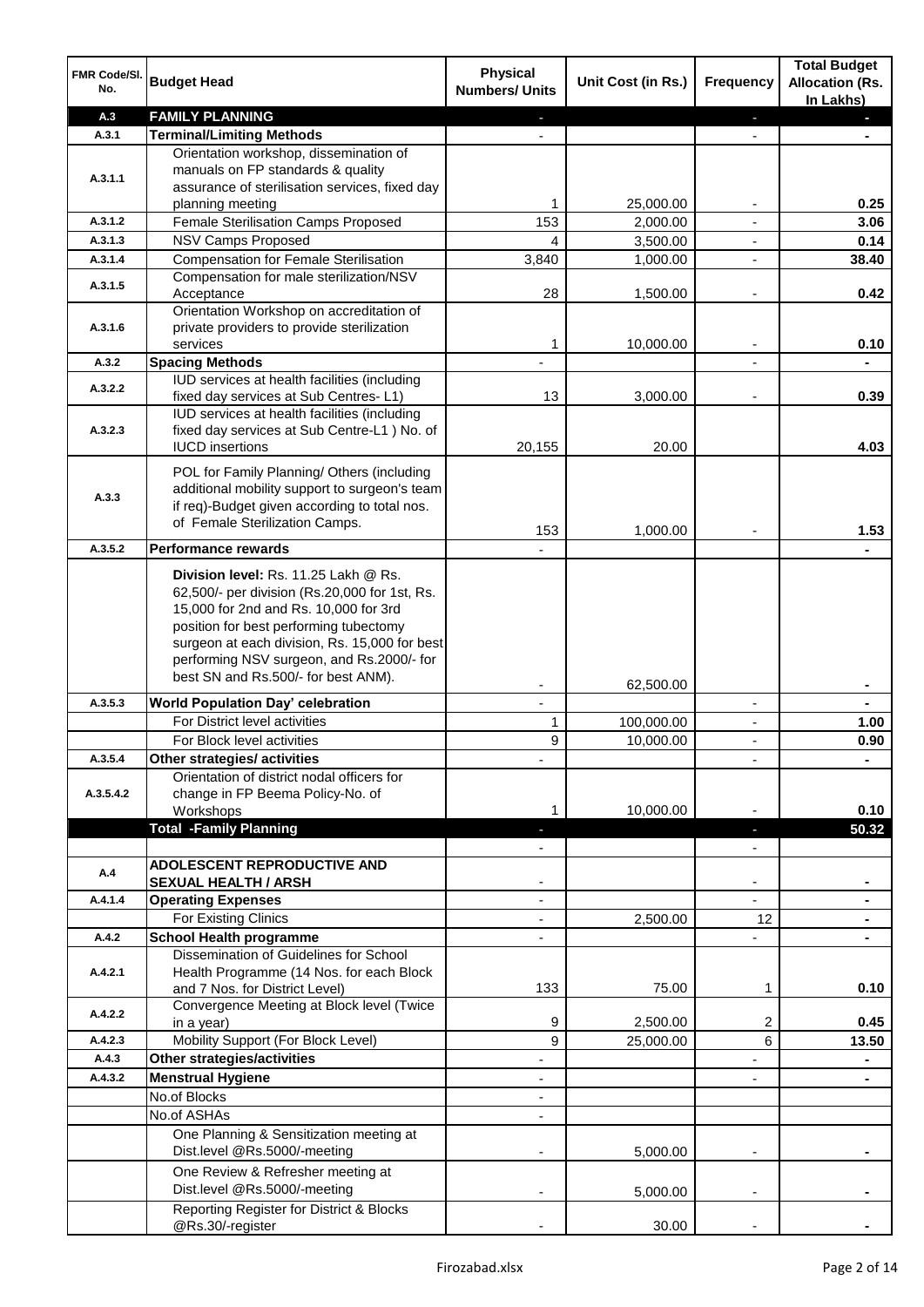| FMR Code/Sl. No. | Budget Head | Physical Numbers/ Units | Unit Cost (in Rs.) | Frequency | Total Budget Allocation (Rs. In Lakhs) |
|---|---|---|---|---|---|
| A.3 | **FAMILY PLANNING** | - | | - | - |
| A.3.1 | **Terminal/Limiting Methods** | - | | - | - |
| A.3.1.1 | Orientation workshop, dissemination of manuals on FP standards & quality assurance of sterilisation services, fixed day planning meeting | 1 | 25,000.00 | - | 0.25 |
| A.3.1.2 | Female Sterilisation Camps Proposed | 153 | 2,000.00 | - | 3.06 |
| A.3.1.3 | NSV Camps Proposed | 4 | 3,500.00 | - | 0.14 |
| A.3.1.4 | Compensation for Female Sterilisation | 3,840 | 1,000.00 | - | 38.40 |
| A.3.1.5 | Compensation for male sterilization/NSV Acceptance | 28 | 1,500.00 | - | 0.42 |
| A.3.1.6 | Orientation Workshop on accreditation of private providers to provide sterilization services | 1 | 10,000.00 | - | 0.10 |
| A.3.2 | **Spacing Methods** | - | | - | - |
| A.3.2.2 | IUD services at health facilities (including fixed day services at Sub Centres- L1) | 13 | 3,000.00 | - | 0.39 |
| A.3.2.3 | IUD services at health facilities (including fixed day services at Sub Centre-L1 ) No. of IUCD insertions | 20,155 | 20.00 | | 4.03 |
| A.3.3 | POL for Family Planning/ Others (including additional mobility support to surgeon's team if req)-Budget given according to total nos. of Female Sterilization Camps. | 153 | 1,000.00 | - | 1.53 |
| A.3.5.2 | **Performance rewards** | - | | | - |
| | **Division level:** Rs. 11.25 Lakh @ Rs. 62,500/- per division (Rs.20,000 for 1st, Rs. 15,000 for 2nd and Rs. 10,000 for 3rd position for best performing tubectomy surgeon at each division, Rs. 15,000 for best performing NSV surgeon, and Rs.2000/- for best SN and Rs.500/- for best ANM). | - | 62,500.00 | | - |
| A.3.5.3 | **World Population Day' celebration** | - | | - | - |
| | For District level activities | 1 | 100,000.00 | - | 1.00 |
| | For Block level activities | 9 | 10,000.00 | - | 0.90 |
| A.3.5.4 | **Other strategies/ activities** | - | | - | - |
| A.3.5.4.2 | Orientation of district nodal officers for change in FP Beema Policy-No. of Workshops | 1 | 10,000.00 | - | 0.10 |
| | **Total -Family Planning** | - | | - | 50.32 |
| | | - | | - | |
| A.4 | **ADOLESCENT REPRODUCTIVE AND SEXUAL HEALTH / ARSH** | - | | - | - |
| A.4.1.4 | **Operating Expenses** | - | | - | - |
| | For Existing Clinics | - | 2,500.00 | 12 | - |
| A.4.2 | **School Health programme** | - | | - | - |
| A.4.2.1 | Dissemination of Guidelines for School Health Programme (14 Nos. for each Block and 7 Nos. for District Level) | 133 | 75.00 | 1 | 0.10 |
| A.4.2.2 | Convergence Meeting at Block level (Twice in a year) | 9 | 2,500.00 | 2 | 0.45 |
| A.4.2.3 | Mobility Support (For Block Level) | 9 | 25,000.00 | 6 | 13.50 |
| A.4.3 | **Other strategies/activities** | - | | - | - |
| A.4.3.2 | **Menstrual Hygiene** | - | | - | - |
| | No.of Blocks | - | | | |
| | No.of ASHAs | - | | | |
| | One Planning & Sensitization meeting at Dist.level @Rs.5000/-meeting | - | 5,000.00 | - | - |
| | One Review & Refresher meeting at Dist.level @Rs.5000/-meeting | - | 5,000.00 | - | - |
| | Reporting Register for District & Blocks @Rs.30/-register | - | 30.00 | - | - |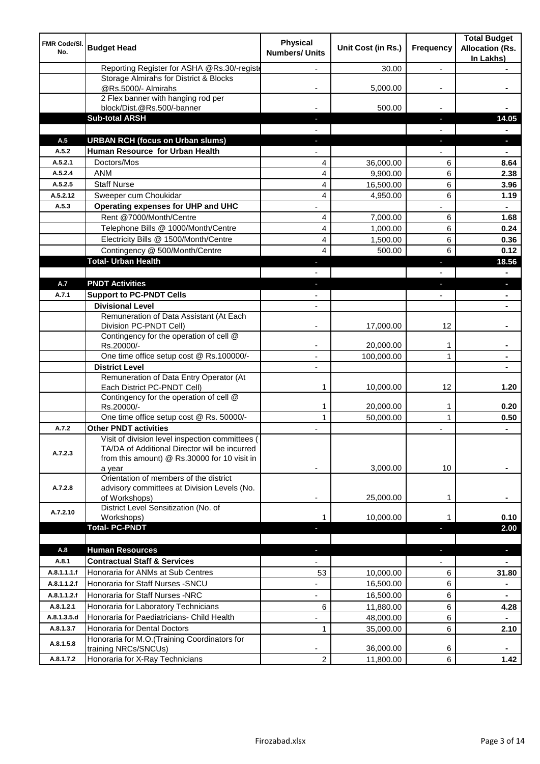| FMR Code/Sl. No. | Budget Head | Physical Numbers/ Units | Unit Cost (in Rs.) | Frequency | Total Budget Allocation (Rs. In Lakhs) |
|---|---|---|---|---|---|
| | Reporting Register for ASHA @Rs.30/-registe | - | 30.00 | - | - |
| | Storage Almirahs for District & Blocks @Rs.5000/- Almirahs | - | 5,000.00 | - | - |
| | 2 Flex banner with hanging rod per block/Dist.@Rs.500/-banner | - | 500.00 | - | - |
| | **Sub-total ARSH** | - | | - | **14.05** |
| | | - | | - | - |
| **A.5** | **URBAN RCH (focus on Urban slums)** | - | | - | - |
| **A.5.2** | **Human Resource for Urban Health** | - | | - | - |
| A.5.2.1 | Doctors/Mos | 4 | 36,000.00 | 6 | **8.64** |
| A.5.2.4 | ANM | 4 | 9,900.00 | 6 | **2.38** |
| A.5.2.5 | Staff Nurse | 4 | 16,500.00 | 6 | **3.96** |
| A.5.2.12 | Sweeper cum Choukidar | 4 | 4,950.00 | 6 | **1.19** |
| **A.5.3** | **Operating expenses for UHP and UHC** | - | | - | - |
| | Rent @7000/Month/Centre | 4 | 7,000.00 | 6 | **1.68** |
| | Telephone Bills @ 1000/Month/Centre | 4 | 1,000.00 | 6 | **0.24** |
| | Electricity Bills @ 1500/Month/Centre | 4 | 1,500.00 | 6 | **0.36** |
| | Contingency @ 500/Month/Centre | 4 | 500.00 | 6 | **0.12** |
| | **Total- Urban Health** | - | | - | **18.56** |
| | | - | | - | - |
| **A.7** | **PNDT Activities** | - | | - | - |
| **A.7.1** | **Support to PC-PNDT Cells** | - | | - | - |
| | **Divisional Level** | - | | | - |
| | Remuneration of Data Assistant (At Each Division PC-PNDT Cell) | - | 17,000.00 | 12 | - |
| | Contingency for the operation of cell @ Rs.20000/- | - | 20,000.00 | 1 | - |
| | One time office setup cost @ Rs.100000/- | - | 100,000.00 | 1 | - |
| | **District Level** | - | | | - |
| | Remuneration of Data Entry Operator (At Each District PC-PNDT Cell) | 1 | 10,000.00 | 12 | **1.20** |
| | Contingency for the operation of cell @ Rs.20000/- | 1 | 20,000.00 | 1 | **0.20** |
| | One time office setup cost @ Rs. 50000/- | 1 | 50,000.00 | 1 | **0.50** |
| **A.7.2** | **Other PNDT activities** | - | | - | - |
| A.7.2.3 | Visit of division level inspection committees ( TA/DA of Additional Director will be incurred from this amount) @ Rs.30000 for 10 visit in a year | - | 3,000.00 | 10 | - |
| A.7.2.8 | Orientation of members of the district advisory committees at Division Levels (No. of Workshops) | - | 25,000.00 | 1 | - |
| A.7.2.10 | District Level Sensitization (No. of Workshops) | 1 | 10,000.00 | 1 | **0.10** |
| | **Total- PC-PNDT** | - | | - | **2.00** |
| | | | | | |
| **A.8** | **Human Resources** | - | | - | - |
| **A.8.1** | **Contractual Staff & Services** | - | | - | - |
| A.8.1.1.1.f | Honoraria for ANMs at Sub Centres | 53 | 10,000.00 | 6 | **31.80** |
| A.8.1.1.2.f | Honoraria for Staff Nurses -SNCU | - | 16,500.00 | 6 | - |
| A.8.1.1.2.f | Honoraria for Staff Nurses -NRC | - | 16,500.00 | 6 | - |
| A.8.1.2.1 | Honoraria for Laboratory Technicians | 6 | 11,880.00 | 6 | **4.28** |
| A.8.1.3.5.d | Honoraria for Paediatricians- Child Health | - | 48,000.00 | 6 | - |
| A.8.1.3.7 | Honoraria for Dental Doctors | 1 | 35,000.00 | 6 | **2.10** |
| A.8.1.5.8 | Honoraria for M.O.(Training Coordinators for training NRCs/SNCUs) | - | 36,000.00 | 6 | - |
| A.8.1.7.2 | Honoraria for X-Ray Technicians | 2 | 11,800.00 | 6 | **1.42** |

Firozabad.xlsx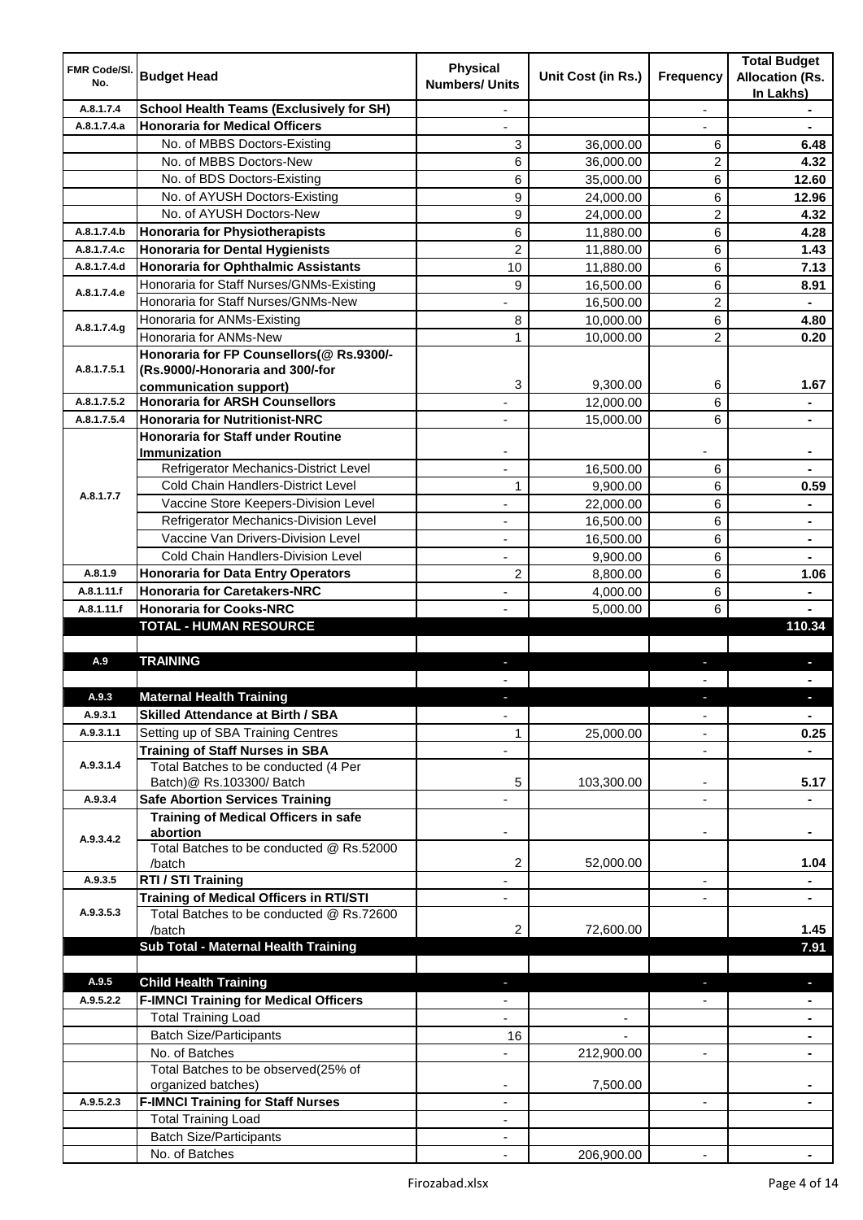| FMR Code/Sl. No. | Budget Head | Physical Numbers/ Units | Unit Cost (in Rs.) | Frequency | Total Budget Allocation (Rs. In Lakhs) |
|---|---|---|---|---|---|
| A.8.1.7.4 | **School Health Teams (Exclusively for SH)** | - | | - | - |
| A.8.1.7.4.a | **Honoraria for Medical Officers** | - | | - | - |
| | No. of MBBS Doctors-Existing | 3 | 36,000.00 | 6 | **6.48** |
| | No. of MBBS Doctors-New | 6 | 36,000.00 | 2 | **4.32** |
| | No. of BDS Doctors-Existing | 6 | 35,000.00 | 6 | **12.60** |
| | No. of AYUSH Doctors-Existing | 9 | 24,000.00 | 6 | **12.96** |
| | No. of AYUSH Doctors-New | 9 | 24,000.00 | 2 | **4.32** |
| A.8.1.7.4.b | **Honoraria for Physiotherapists** | 6 | 11,880.00 | 6 | **4.28** |
| A.8.1.7.4.c | **Honoraria for Dental Hygienists** | 2 | 11,880.00 | 6 | **1.43** |
| A.8.1.7.4.d | **Honoraria for Ophthalmic Assistants** | 10 | 11,880.00 | 6 | **7.13** |
| A.8.1.7.4.e | Honoraria for Staff Nurses/GNMs-Existing | 9 | 16,500.00 | 6 | **8.91** |
| | Honoraria for Staff Nurses/GNMs-New | - | 16,500.00 | 2 | - |
| A.8.1.7.4.g | Honoraria for ANMs-Existing | 8 | 10,000.00 | 6 | **4.80** |
| | Honoraria for ANMs-New | 1 | 10,000.00 | 2 | **0.20** |
| A.8.1.7.5.1 | **Honoraria for FP Counsellors(@ Rs.9300/- (Rs.9000/-Honoraria and 300/-for communication support)** | 3 | 9,300.00 | 6 | **1.67** |
| A.8.1.7.5.2 | **Honoraria for ARSH Counsellors** | - | 12,000.00 | 6 | - |
| A.8.1.7.5.4 | **Honoraria for Nutritionist-NRC** | - | 15,000.00 | 6 | - |
| A.8.1.7.7 | **Honoraria for Staff under Routine Immunization** | - | | - | - |
| | Refrigerator Mechanics-District Level | - | 16,500.00 | 6 | - |
| | Cold Chain Handlers-District Level | 1 | 9,900.00 | 6 | **0.59** |
| | Vaccine Store Keepers-Division Level | - | 22,000.00 | 6 | - |
| | Refrigerator Mechanics-Division Level | - | 16,500.00 | 6 | - |
| | Vaccine Van Drivers-Division Level | - | 16,500.00 | 6 | - |
| | Cold Chain Handlers-Division Level | - | 9,900.00 | 6 | - |
| A.8.1.9 | **Honoraria for Data Entry Operators** | 2 | 8,800.00 | 6 | **1.06** |
| A.8.1.11.f | **Honoraria for Caretakers-NRC** | - | 4,000.00 | 6 | - |
| A.8.1.11.f | **Honoraria for Cooks-NRC** | - | 5,000.00 | 6 | - |
| | **TOTAL - HUMAN RESOURCE** | | | | **110.34** |
| | | | | | |
| A.9 | **TRAINING** | - | | - | - |
| | | - | | - | - |
| A.9.3 | **Maternal Health Training** | - | | - | - |
| A.9.3.1 | **Skilled Attendance at Birth / SBA** | - | | - | - |
| A.9.3.1.1 | Setting up of SBA Training Centres | 1 | 25,000.00 | - | **0.25** |
| A.9.3.1.4 | **Training of Staff Nurses in SBA** | - | | - | - |
| | Total Batches to be conducted (4 Per Batch)@ Rs.103300/ Batch | 5 | 103,300.00 | - | **5.17** |
| A.9.3.4 | **Safe Abortion Services Training** | - | | - | - |
| A.9.3.4.2 | **Training of Medical Officers in safe abortion** | - | | - | - |
| | Total Batches to be conducted @ Rs.52000 /batch | 2 | 52,000.00 | | **1.04** |
| A.9.3.5 | **RTI / STI Training** | - | | - | - |
| A.9.3.5.3 | **Training of Medical Officers in RTI/STI** | - | | - | - |
| | Total Batches to be conducted @ Rs.72600 /batch | 2 | 72,600.00 | | **1.45** |
| | **Sub Total - Maternal Health Training** | | | | **7.91** |
| | | | | | |
| A.9.5 | **Child Health Training** | - | | - | - |
| A.9.5.2.2 | **F-IMNCI Training for Medical Officers** | - | | - | - |
| | Total Training Load | - | - | | - |
| | Batch Size/Participants | 16 | - | | - |
| | No. of Batches | - | 212,900.00 | - | - |
| | Total Batches to be observed(25% of organized batches) | - | 7,500.00 | | - |
| A.9.5.2.3 | **F-IMNCI Training for Staff Nurses** | - | | - | - |
| | Total Training Load | - | | | |
| | Batch Size/Participants | - | | | |
| | No. of Batches | - | 206,900.00 | - | - |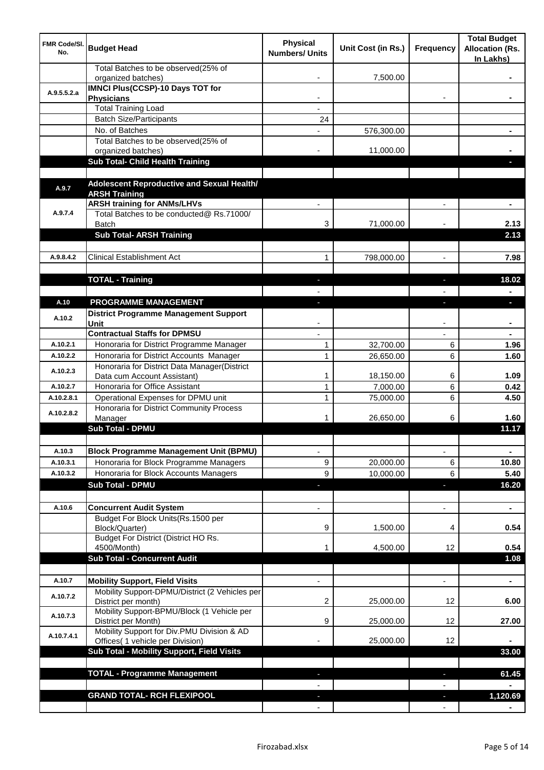| FMR Code/Sl. No. | Budget Head | Physical Numbers/ Units | Unit Cost (in Rs.) | Frequency | Total Budget Allocation (Rs. In Lakhs) |
|---|---|---|---|---|---|
| | Total Batches to be observed(25% of organized batches) | - | 7,500.00 | | - |
| A.9.5.5.2.a | **IMNCI Plus(CCSP)-10 Days TOT for Physicians** | - | | - | - |
| | Total Training Load | - | | | |
| | Batch Size/Participants | 24 | | | |
| | No. of Batches | - | 576,300.00 | | - |
| | Total Batches to be observed(25% of organized batches) | - | 11,000.00 | | - |
| | **Sub Total- Child Health Training** | | | | - |
| | | | | | |
| A.9.7 | **Adolescent Reproductive and Sexual Health/ ARSH Training** | | | | |
| | **ARSH training for ANMs/LHVs** | - | | - | - |
| A.9.7.4 | Total Batches to be conducted@ Rs.71000/ Batch | 3 | 71,000.00 | - | 2.13 |
| | **Sub Total- ARSH Training** | | | | 2.13 |
| | | | | | |
| A.9.8.4.2 | Clinical Establishment Act | 1 | 798,000.00 | - | 7.98 |
| | | | | | |
| | **TOTAL - Training** | - | | - | 18.02 |
| | | - | | - | - |
| A.10 | **PROGRAMME MANAGEMENT** | - | | - | - |
| A.10.2 | **District Programme Management Support Unit** | - | | - | - |
| | **Contractual Staffs for DPMSU** | - | | - | - |
| A.10.2.1 | Honoraria for District Programme Manager | 1 | 32,700.00 | 6 | 1.96 |
| A.10.2.2 | Honoraria for District Accounts Manager | 1 | 26,650.00 | 6 | 1.60 |
| A.10.2.3 | Honoraria for District Data Manager(District Data cum Account Assistant) | 1 | 18,150.00 | 6 | 1.09 |
| A.10.2.7 | Honoraria for Office Assistant | 1 | 7,000.00 | 6 | 0.42 |
| A.10.2.8.1 | Operational Expenses for DPMU unit | 1 | 75,000.00 | 6 | 4.50 |
| A.10.2.8.2 | Honoraria for District Community Process Manager | 1 | 26,650.00 | 6 | 1.60 |
| | **Sub Total - DPMU** | | | | 11.17 |
| | | | | | |
| A.10.3 | **Block Programme Management Unit (BPMU)** | - | | - | - |
| A.10.3.1 | Honoraria for Block Programme Managers | 9 | 20,000.00 | 6 | 10.80 |
| A.10.3.2 | Honoraria for Block Accounts Managers | 9 | 10,000.00 | 6 | 5.40 |
| | **Sub Total - DPMU** | - | | - | 16.20 |
| | | | | | |
| A.10.6 | **Concurrent Audit System** | - | | - | - |
| | Budget For Block Units(Rs.1500 per Block/Quarter) | 9 | 1,500.00 | 4 | 0.54 |
| | Budget For District (District HO Rs. 4500/Month) | 1 | 4,500.00 | 12 | 0.54 |
| | **Sub Total - Concurrent Audit** | | | | 1.08 |
| | | | | | |
| A.10.7 | **Mobility Support, Field Visits** | - | | - | - |
| A.10.7.2 | Mobility Support-DPMU/District (2 Vehicles per District per month) | 2 | 25,000.00 | 12 | 6.00 |
| A.10.7.3 | Mobility Support-BPMU/Block (1 Vehicle per District per Month) | 9 | 25,000.00 | 12 | 27.00 |
| A.10.7.4.1 | Mobility Support for Div.PMU Division & AD Offices( 1 vehicle per Division) | - | 25,000.00 | 12 | - |
| | **Sub Total - Mobility Support, Field Visits** | | | | 33.00 |
| | | | | | |
| | **TOTAL - Programme Management** | - | | - | 61.45 |
| | | - | | - | - |
| | **GRAND TOTAL- RCH FLEXIPOOL** | - | | - | 1,120.69 |
| | | - | | - | - |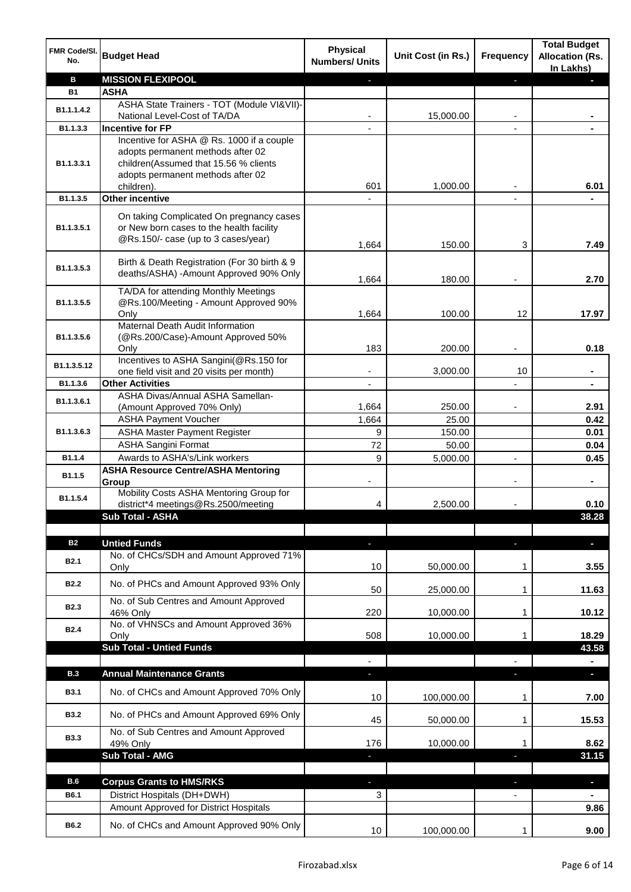| FMR Code/Sl. No. | Budget Head | Physical Numbers/ Units | Unit Cost (in Rs.) | Frequency | Total Budget Allocation (Rs. In Lakhs) |
|---|---|---|---|---|---|
| **B** | **MISSION FLEXIPOOL** | - | | - | - |
| **B1** | **ASHA** | | | | |
| B1.1.1.4.2 | ASHA State Trainers - TOT (Module VI&VII)-National Level-Cost of TA/DA | - | 15,000.00 | - | - |
| B1.1.3.3 | **Incentive for FP** | - | | - | - |
| B1.1.3.3.1 | Incentive for ASHA @ Rs. 1000 if a couple adopts permanent methods after 02 children(Assumed that 15.56 % clients adopts permanent methods after 02 children). | 601 | 1,000.00 | - | 6.01 |
| B1.1.3.5 | **Other incentive** | - | | - | - |
| B1.1.3.5.1 | On taking Complicated On pregnancy cases or New born cases to the health facility @Rs.150/- case (up to 3 cases/year) | 1,664 | 150.00 | 3 | 7.49 |
| B1.1.3.5.3 | Birth & Death Registration (For 30 birth & 9 deaths/ASHA) -Amount Approved 90% Only | 1,664 | 180.00 | - | 2.70 |
| B1.1.3.5.5 | TA/DA for attending Monthly Meetings @Rs.100/Meeting - Amount Approved 90% Only | 1,664 | 100.00 | 12 | 17.97 |
| B1.1.3.5.6 | Maternal Death Audit Information (@Rs.200/Case)-Amount Approved 50% Only | 183 | 200.00 | - | 0.18 |
| B1.1.3.5.12 | Incentives to ASHA Sangini(@Rs.150 for one field visit and 20 visits per month) | - | 3,000.00 | 10 | - |
| B1.1.3.6 | **Other Activities** | - | | - | - |
| B1.1.3.6.1 | ASHA Divas/Annual ASHA Samellan-(Amount Approved 70% Only) | 1,664 | 250.00 | - | 2.91 |
| B1.1.3.6.3 | ASHA Payment Voucher | 1,664 | 25.00 | | 0.42 |
| | ASHA Master Payment Register | 9 | 150.00 | | 0.01 |
| | ASHA Sangini Format | 72 | 50.00 | | 0.04 |
| B1.1.4 | Awards to ASHA's/Link workers | 9 | 5,000.00 | - | 0.45 |
| B1.1.5 | **ASHA Resource Centre/ASHA Mentoring Group** | - | | - | - |
| B1.1.5.4 | Mobility Costs ASHA Mentoring Group for district*4 meetings@Rs.2500/meeting | 4 | 2,500.00 | - | 0.10 |
| | **Sub Total - ASHA** | | | | **38.28** |
| | | | | | |
| **B2** | **Untied Funds** | - | | - | - |
| B2.1 | No. of CHCs/SDH and Amount Approved 71% Only | 10 | 50,000.00 | 1 | 3.55 |
| B2.2 | No. of PHCs and Amount Approved 93% Only | 50 | 25,000.00 | 1 | 11.63 |
| B2.3 | No. of Sub Centres and Amount Approved 46% Only | 220 | 10,000.00 | 1 | 10.12 |
| B2.4 | No. of VHNSCs and Amount Approved 36% Only | 508 | 10,000.00 | 1 | 18.29 |
| | **Sub Total - Untied Funds** | | | | **43.58** |
| | | - | | - | - |
| **B.3** | **Annual Maintenance Grants** | - | | - | - |
| B3.1 | No. of CHCs and Amount Approved 70% Only | 10 | 100,000.00 | 1 | 7.00 |
| B3.2 | No. of PHCs and Amount Approved 69% Only | 45 | 50,000.00 | 1 | 15.53 |
| B3.3 | No. of Sub Centres and Amount Approved 49% Only | 176 | 10,000.00 | 1 | 8.62 |
| | **Sub Total - AMG** | - | | - | **31.15** |
| | | | | | |
| **B.6** | **Corpus Grants to HMS/RKS** | - | | - | - |
| B6.1 | District Hospitals (DH+DWH) | 3 | | - | - |
| | Amount Approved for District Hospitals | | | | 9.86 |
| B6.2 | No. of CHCs and Amount Approved 90% Only | 10 | 100,000.00 | 1 | 9.00 |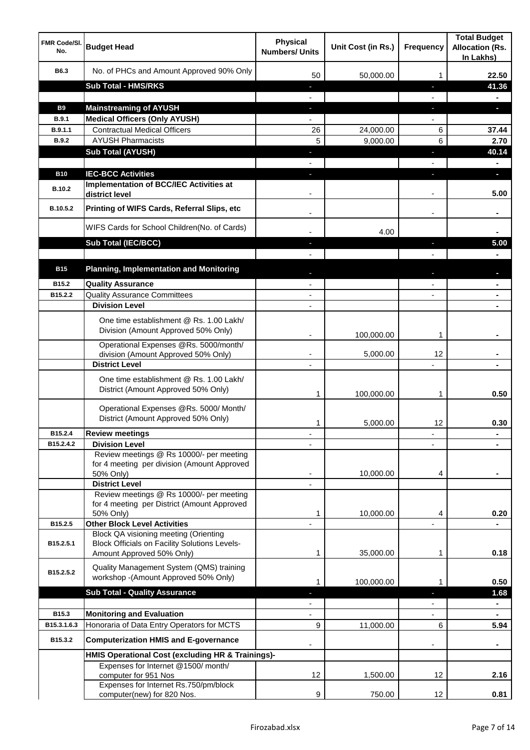| FMR Code/Sl. No. | Budget Head | Physical Numbers/ Units | Unit Cost (in Rs.) | Frequency | Total Budget Allocation (Rs. In Lakhs) |
|---|---|---|---|---|---|
| B6.3 | No. of PHCs and Amount Approved 90% Only | 50 | 50,000.00 | 1 | 22.50 |
| | **Sub Total - HMS/RKS** | - | | - | 41.36 |
| | | - | | - | - |
| B9 | **Mainstreaming of AYUSH** | - | | - | - |
| B.9.1 | **Medical Officers (Only AYUSH)** | - | | - | |
| B.9.1.1 | Contractual Medical Officers | 26 | 24,000.00 | 6 | 37.44 |
| B.9.2 | AYUSH Pharmacists | 5 | 9,000.00 | 6 | 2.70 |
| | **Sub Total (AYUSH)** | - | | - | 40.14 |
| | | - | | - | - |
| B10 | **IEC-BCC Activities** | - | | - | - |
| B.10.2 | **Implementation of BCC/IEC Activities at district level** | - | | - | 5.00 |
| B.10.5.2 | **Printing of WIFS Cards, Referral Slips, etc** | - | | - | - |
| | WIFS Cards for School Children(No. of Cards) | - | 4.00 | | - |
| | **Sub Total (IEC/BCC)** | - | | - | 5.00 |
| | | - | | - | - |
| B15 | **Planning, Implementation and Monitoring** | - | | - | - |
| B15.2 | **Quality Assurance** | - | | - | - |
| B15.2.2 | Quality Assurance Committees | - | | - | - |
| | **Division Level** | - | | | - |
| | One time establishment @ Rs. 1.00 Lakh/ Division (Amount Approved 50% Only) | - | 100,000.00 | 1 | - |
| | Operational Expenses @Rs. 5000/month/ division (Amount Approved 50% Only) | - | 5,000.00 | 12 | - |
| | **District Level** | - | | - | - |
| | One time establishment @ Rs. 1.00 Lakh/ District (Amount Approved 50% Only) | 1 | 100,000.00 | 1 | 0.50 |
| | Operational Expenses @Rs. 5000/ Month/ District (Amount Approved 50% Only) | 1 | 5,000.00 | 12 | 0.30 |
| B15.2.4 | **Review meetings** | - | | - | - |
| B15.2.4.2 | **Division Level** | - | | - | - |
| | Review meetings @ Rs 10000/- per meeting for 4 meeting per division (Amount Approved 50% Only) | - | 10,000.00 | 4 | - |
| | **District Level** | - | | | |
| | Review meetings @ Rs 10000/- per meeting for 4 meeting per District (Amount Approved 50% Only) | 1 | 10,000.00 | 4 | 0.20 |
| B15.2.5 | **Other Block Level Activities** | - | | - | - |
| B15.2.5.1 | Block QA visioning meeting (Orienting Block Officials on Facility Solutions Levels- Amount Approved 50% Only) | 1 | 35,000.00 | 1 | 0.18 |
| B15.2.5.2 | Quality Management System (QMS) training workshop -(Amount Approved 50% Only) | 1 | 100,000.00 | 1 | 0.50 |
| | **Sub Total - Quality Assurance** | - | | - | 1.68 |
| | | - | | - | - |
| B15.3 | **Monitoring and Evaluation** | - | | - | - |
| B15.3.1.6.3 | Honoraria of Data Entry Operators for MCTS | 9 | 11,000.00 | 6 | 5.94 |
| B15.3.2 | **Computerization HMIS and E-governance** | - | | - | - |
| | **HMIS Operational Cost (excluding HR & Trainings)-** | | | | |
| | Expenses for Internet @1500/ month/ computer for 951 Nos | 12 | 1,500.00 | 12 | 2.16 |
| | Expenses for Internet Rs.750/pm/block computer(new) for 820 Nos. | 9 | 750.00 | 12 | 0.81 |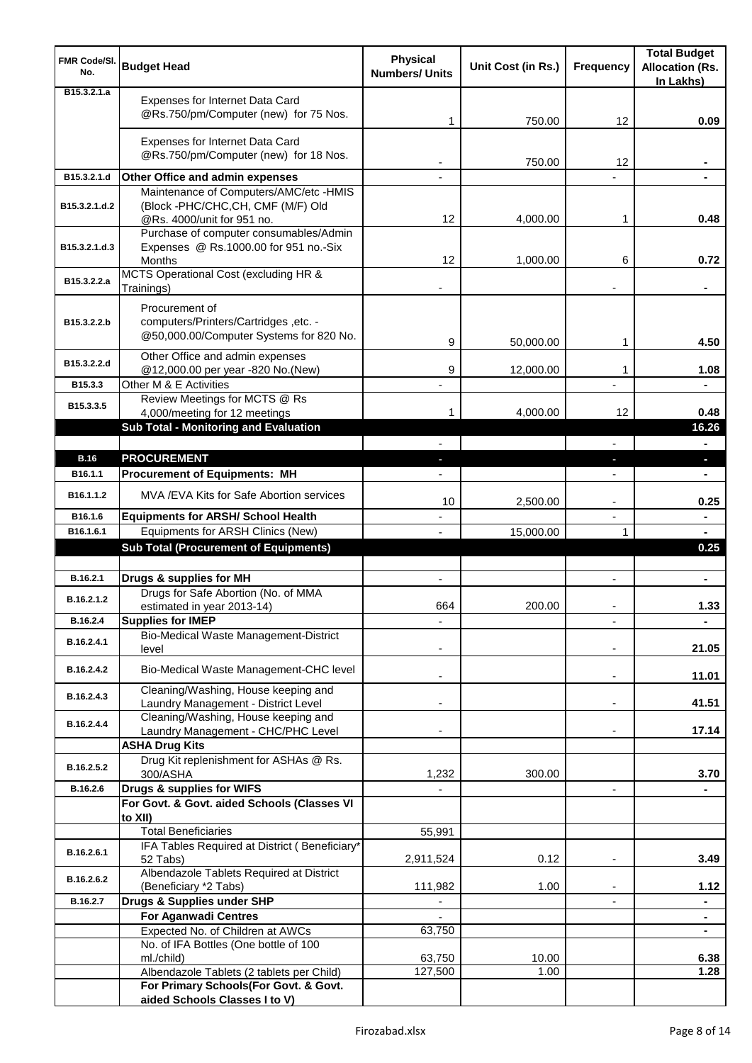| FMR Code/Sl. No. | Budget Head | Physical Numbers/ Units | Unit Cost (in Rs.) | Frequency | Total Budget Allocation (Rs. In Lakhs) |
|---|---|---|---|---|---|
| B15.3.2.1.a | Expenses for Internet Data Card @Rs.750/pm/Computer (new) for 75 Nos. | 1 | 750.00 | 12 | 0.09 |
| | Expenses for Internet Data Card @Rs.750/pm/Computer (new) for 18 Nos. | - | 750.00 | 12 | - |
| B15.3.2.1.d | **Other Office and admin expenses** | - | | - | - |
| B15.3.2.1.d.2 | Maintenance of Computers/AMC/etc -HMIS (Block -PHC/CHC,CH, CMF (M/F) Old @Rs. 4000/unit for 951 no. | 12 | 4,000.00 | 1 | 0.48 |
| B15.3.2.1.d.3 | Purchase of computer consumables/Admin Expenses @ Rs.1000.00 for 951 no.-Six Months | 12 | 1,000.00 | 6 | 0.72 |
| B15.3.2.2.a | MCTS Operational Cost (excluding HR & Trainings) | - | | - | - |
| B15.3.2.2.b | Procurement of computers/Printers/Cartridges ,etc. - @50,000.00/Computer Systems for 820 No. | 9 | 50,000.00 | 1 | 4.50 |
| B15.3.2.2.d | Other Office and admin expenses @12,000.00 per year -820 No.(New) | 9 | 12,000.00 | 1 | 1.08 |
| B15.3.3 | Other M & E Activities | - | | - | - |
| B15.3.3.5 | Review Meetings for MCTS @ Rs 4,000/meeting for 12 meetings | 1 | 4,000.00 | 12 | 0.48 |
| | **Sub Total - Monitoring and Evaluation** | | | | **16.26** |
| | | - | | - | - |
| **B.16** | **PROCUREMENT** | - | | - | - |
| B16.1.1 | **Procurement of Equipments: MH** | - | | - | - |
| B16.1.1.2 | MVA /EVA Kits for Safe Abortion services | 10 | 2,500.00 | - | 0.25 |
| B16.1.6 | **Equipments for ARSH/ School Health** | - | | - | - |
| B16.1.6.1 | Equipments for ARSH Clinics (New) | - | 15,000.00 | 1 | - |
| | **Sub Total (Procurement of Equipments)** | | | | **0.25** |
| | | | | | |
| B.16.2.1 | **Drugs & supplies for MH** | - | | - | - |
| B.16.2.1.2 | Drugs for Safe Abortion (No. of MMA estimated in year 2013-14) | 664 | 200.00 | - | 1.33 |
| B.16.2.4 | **Supplies for IMEP** | - | | - | - |
| B.16.2.4.1 | Bio-Medical Waste Management-District level | - | | - | 21.05 |
| B.16.2.4.2 | Bio-Medical Waste Management-CHC level | - | | - | 11.01 |
| B.16.2.4.3 | Cleaning/Washing, House keeping and Laundry Management - District Level | - | | - | 41.51 |
| B.16.2.4.4 | Cleaning/Washing, House keeping and Laundry Management - CHC/PHC Level | - | | - | 17.14 |
| | **ASHA Drug Kits** | | | | |
| B.16.2.5.2 | Drug Kit replenishment for ASHAs @ Rs. 300/ASHA | 1,232 | 300.00 | | 3.70 |
| B.16.2.6 | **Drugs & supplies for WIFS** | - | | - | - |
| | **For Govt. & Govt. aided Schools (Classes VI to XII)** | | | | |
| | Total Beneficiaries | 55,991 | | | |
| B.16.2.6.1 | IFA Tables Required at District ( Beneficiary* 52 Tabs) | 2,911,524 | 0.12 | - | 3.49 |
| B.16.2.6.2 | Albendazole Tablets Required at District (Beneficiary *2 Tabs) | 111,982 | 1.00 | - | 1.12 |
| B.16.2.7 | **Drugs & Supplies under SHP** | - | | - | - |
| | **For Aganwadi Centres** | - | | | - |
| | Expected No. of Children at AWCs | 63,750 | | | - |
| | No. of IFA Bottles (One bottle of 100 ml./child) | 63,750 | 10.00 | | 6.38 |
| | Albendazole Tablets (2 tablets per Child) | 127,500 | 1.00 | | 1.28 |
| | **For Primary Schools(For Govt. & Govt. aided Schools Classes I to V)** | | | | |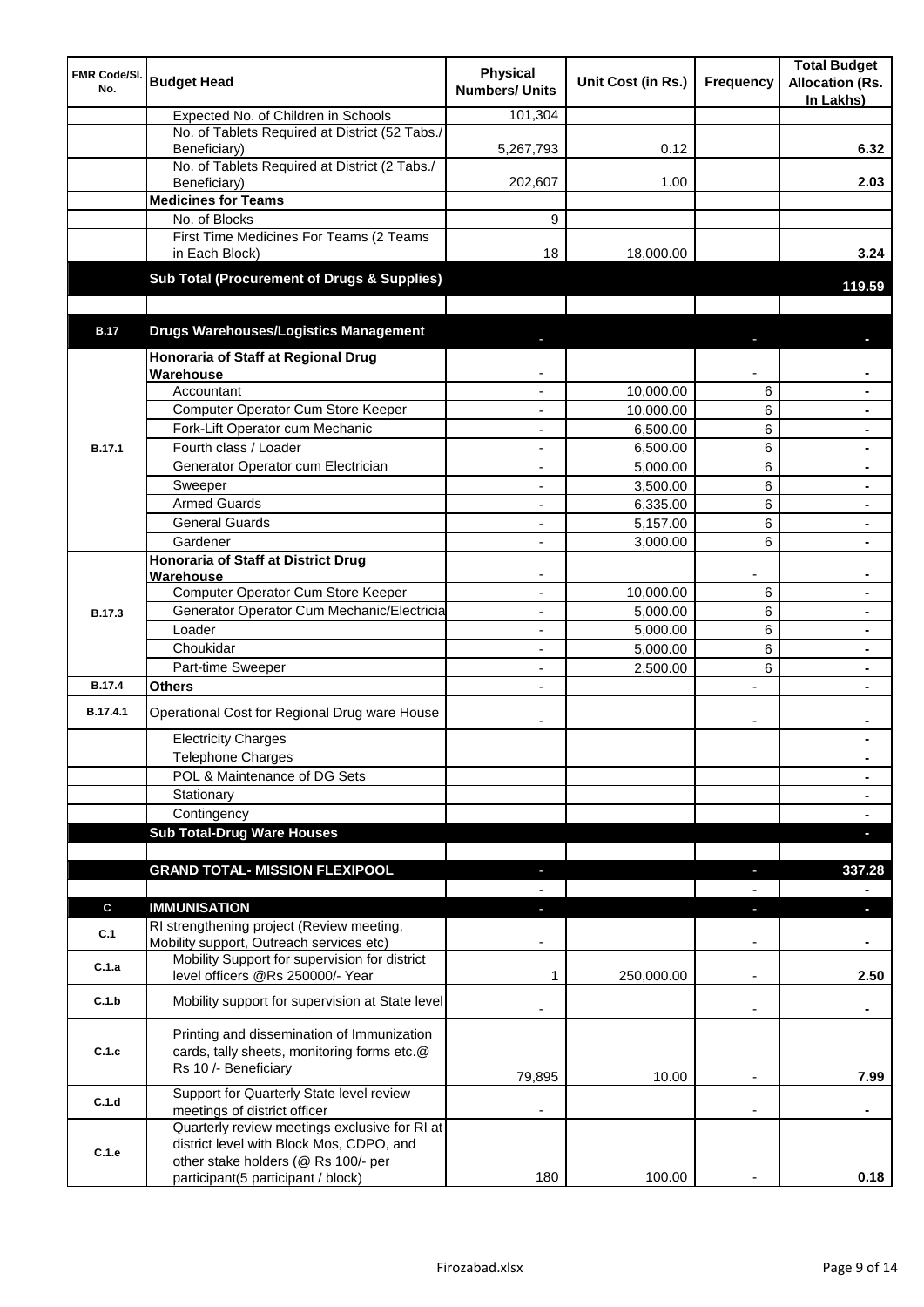| FMR Code/Sl. No. | Budget Head | Physical Numbers/ Units | Unit Cost (in Rs.) | Frequency | Total Budget Allocation (Rs. In Lakhs) |
|---|---|---|---|---|---|
| | Expected No. of Children in Schools | 101,304 | | | |
| | No. of Tablets Required at District (52 Tabs./ Beneficiary) | 5,267,793 | 0.12 | | 6.32 |
| | No. of Tablets Required at District (2 Tabs./ Beneficiary) | 202,607 | 1.00 | | 2.03 |
| | **Medicines for Teams** | | | | |
| | No. of Blocks | 9 | | | |
| | First Time Medicines For Teams (2 Teams in Each Block) | 18 | 18,000.00 | | 3.24 |
| | **Sub Total (Procurement of Drugs & Supplies)** | | | | **119.59** |
| | | | | | |
| **B.17** | **Drugs Warehouses/Logistics Management** | - | | - | - |
| B.17.1 | **Honoraria of Staff at Regional Drug Warehouse** | - | | - | - |
| | Accountant | - | 10,000.00 | 6 | - |
| | Computer Operator Cum Store Keeper | - | 10,000.00 | 6 | - |
| | Fork-Lift Operator cum Mechanic | - | 6,500.00 | 6 | - |
| | Fourth class / Loader | - | 6,500.00 | 6 | - |
| | Generator Operator cum Electrician | - | 5,000.00 | 6 | - |
| | Sweeper | - | 3,500.00 | 6 | - |
| | Armed Guards | - | 6,335.00 | 6 | - |
| | General Guards | - | 5,157.00 | 6 | - |
| | Gardener | - | 3,000.00 | 6 | - |
| B.17.3 | **Honoraria of Staff at District Drug Warehouse** | - | | - | - |
| | Computer Operator Cum Store Keeper | - | 10,000.00 | 6 | - |
| | Generator Operator Cum Mechanic/Electricia | - | 5,000.00 | 6 | - |
| | Loader | - | 5,000.00 | 6 | - |
| | Choukidar | - | 5,000.00 | 6 | - |
| | Part-time Sweeper | - | 2,500.00 | 6 | - |
| B.17.4 | **Others** | - | | - | - |
| B.17.4.1 | Operational Cost for Regional Drug ware House | - | | - | - |
| | Electricity Charges | | | | - |
| | Telephone Charges | | | | - |
| | POL & Maintenance of DG Sets | | | | - |
| | Stationary | | | | - |
| | Contingency | | | | - |
| | **Sub Total-Drug Ware Houses** | | | | - |
| | | | | | |
| | **GRAND TOTAL- MISSION FLEXIPOOL** | - | | - | **337.28** |
| | | - | | - | - |
| **C** | **IMMUNISATION** | - | | - | - |
| C.1 | RI strengthening project (Review meeting, Mobility support, Outreach services etc) | - | | - | - |
| C.1.a | Mobility Support for supervision for district level officers @Rs 250000/- Year | 1 | 250,000.00 | - | 2.50 |
| C.1.b | Mobility support for supervision at State level | - | | - | - |
| C.1.c | Printing and dissemination of Immunization cards, tally sheets, monitoring forms etc.@ Rs 10 /- Beneficiary | 79,895 | 10.00 | - | 7.99 |
| C.1.d | Support for Quarterly State level review meetings of district officer | - | | - | - |
| C.1.e | Quarterly review meetings exclusive for RI at district level with Block Mos, CDPO, and other stake holders (@ Rs 100/- per participant(5 participant / block) | 180 | 100.00 | - | 0.18 |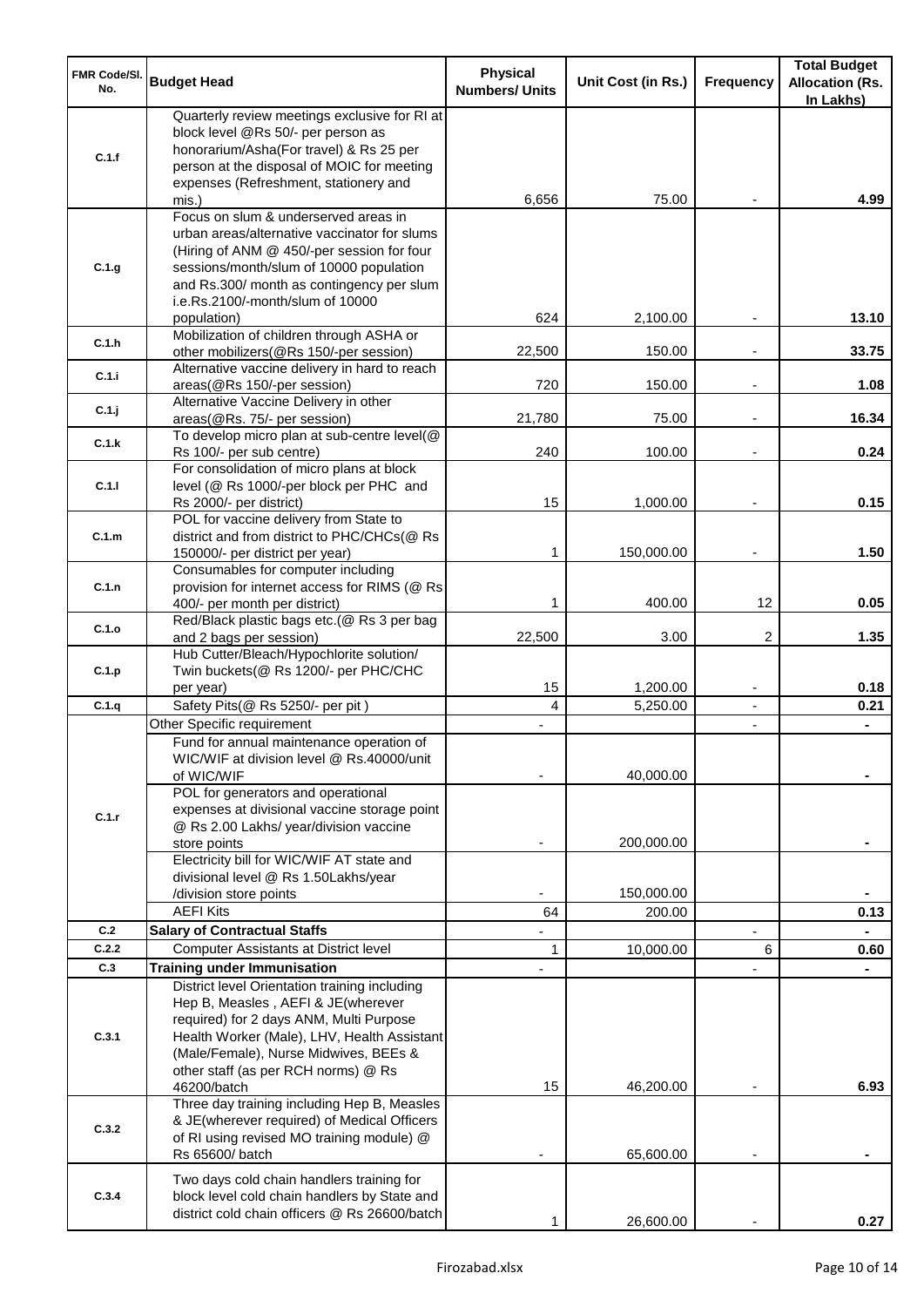| FMR Code/Sl. No. | Budget Head | Physical Numbers/ Units | Unit Cost (in Rs.) | Frequency | Total Budget Allocation (Rs. In Lakhs) |
|---|---|---|---|---|---|
| C.1.f | Quarterly review meetings exclusive for RI at block level @Rs 50/- per person as honorarium/Asha(For travel) & Rs 25 per person at the disposal of MOIC for meeting expenses (Refreshment, stationery and mis.) | 6,656 | 75.00 | - | 4.99 |
| C.1.g | Focus on slum & underserved areas in urban areas/alternative vaccinator for slums (Hiring of ANM @ 450/-per session for four sessions/month/slum of 10000 population and Rs.300/ month as contingency per slum i.e.Rs.2100/-month/slum of 10000 population) | 624 | 2,100.00 | - | 13.10 |
| C.1.h | Mobilization of children through ASHA or other mobilizers(@Rs 150/-per session) | 22,500 | 150.00 | - | 33.75 |
| C.1.i | Alternative vaccine delivery in hard to reach areas(@Rs 150/-per session) | 720 | 150.00 | - | 1.08 |
| C.1.j | Alternative Vaccine Delivery in other areas(@Rs. 75/- per session) | 21,780 | 75.00 | - | 16.34 |
| C.1.k | To develop micro plan at sub-centre level(@ Rs 100/- per sub centre) | 240 | 100.00 | - | 0.24 |
| C.1.l | For consolidation of micro plans at block level (@ Rs 1000/-per block per PHC and Rs 2000/- per district) | 15 | 1,000.00 | - | 0.15 |
| C.1.m | POL for vaccine delivery from State to district and from district to PHC/CHCs(@ Rs 150000/- per district per year) | 1 | 150,000.00 | - | 1.50 |
| C.1.n | Consumables for computer including provision for internet access for RIMS (@ Rs 400/- per month per district) | 1 | 400.00 | 12 | 0.05 |
| C.1.o | Red/Black plastic bags etc.(@ Rs 3 per bag and 2 bags per session) | 22,500 | 3.00 | 2 | 1.35 |
| C.1.p | Hub Cutter/Bleach/Hypochlorite solution/ Twin buckets(@ Rs 1200/- per PHC/CHC per year) | 15 | 1,200.00 | - | 0.18 |
| C.1.q | Safety Pits(@ Rs 5250/- per pit ) | 4 | 5,250.00 | - | 0.21 |
| C.1.r | Other Specific requirement | - | | - | - |
| | Fund for annual maintenance operation of WIC/WIF at division level @ Rs.40000/unit of WIC/WIF | - | 40,000.00 | | - |
| | POL for generators and operational expenses at divisional vaccine storage point @ Rs 2.00 Lakhs/ year/division vaccine store points | - | 200,000.00 | | - |
| | Electricity bill for WIC/WIF AT state and divisional level @ Rs 1.50Lakhs/year /division store points | - | 150,000.00 | | - |
| | AEFI Kits | 64 | 200.00 | | 0.13 |
| C.2 | **Salary of Contractual Staffs** | - | | - | - |
| C.2.2 | Computer Assistants at District level | 1 | 10,000.00 | 6 | 0.60 |
| C.3 | **Training under Immunisation** | - | | - | - |
| C.3.1 | District level Orientation training including Hep B, Measles , AEFI & JE(wherever required) for 2 days ANM, Multi Purpose Health Worker (Male), LHV, Health Assistant (Male/Female), Nurse Midwives, BEEs & other staff (as per RCH norms) @ Rs 46200/batch | 15 | 46,200.00 | - | 6.93 |
| C.3.2 | Three day training including Hep B, Measles & JE(wherever required) of Medical Officers of RI using revised MO training module) @ Rs 65600/ batch | - | 65,600.00 | - | - |
| C.3.4 | Two days cold chain handlers training for block level cold chain handlers by State and district cold chain officers @ Rs 26600/batch | 1 | 26,600.00 | - | 0.27 |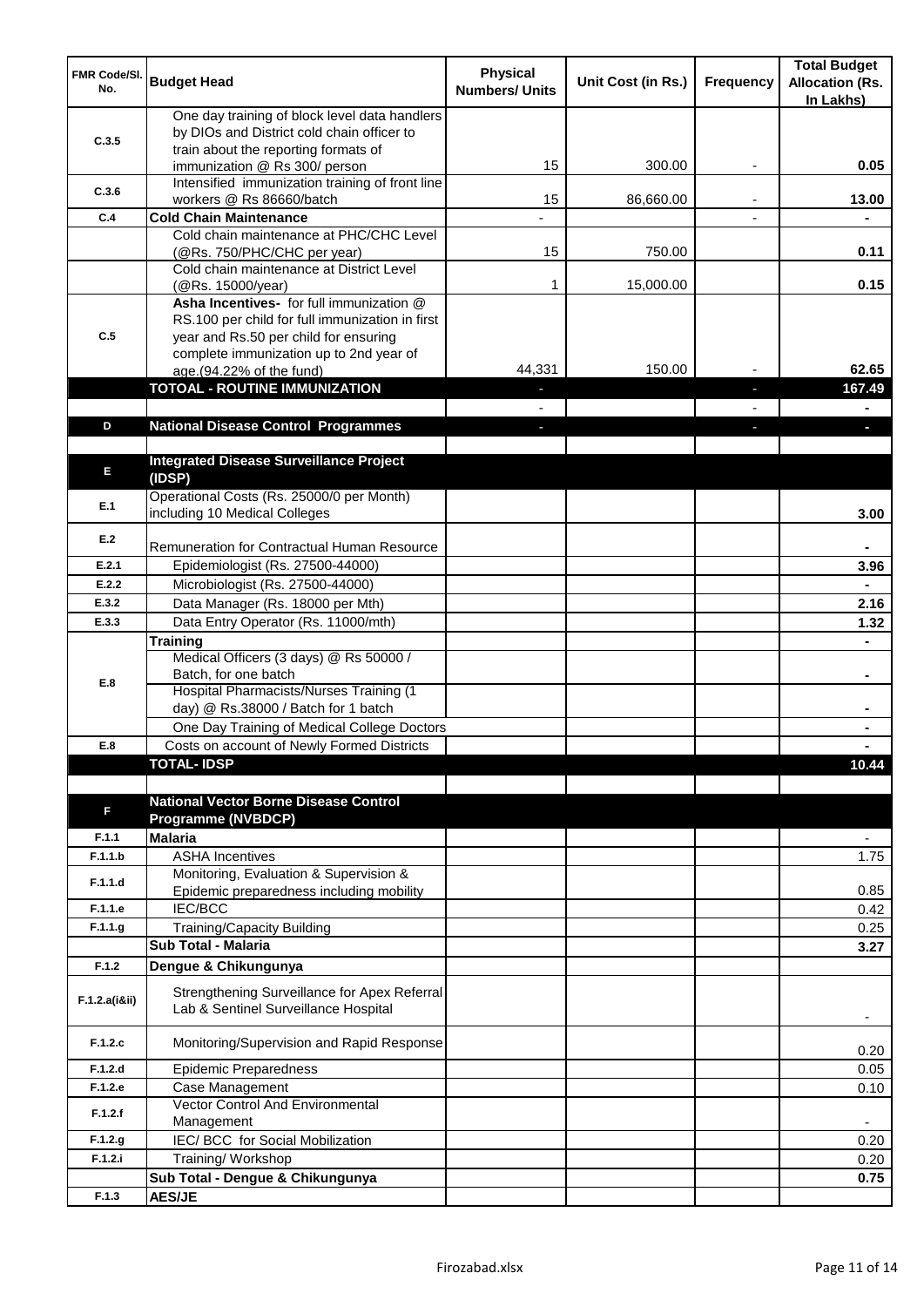| FMR Code/Sl. No. | Budget Head | Physical Numbers/ Units | Unit Cost (in Rs.) | Frequency | Total Budget Allocation (Rs. In Lakhs) |
|---|---|---|---|---|---|
| C.3.5 | One day training of block level data handlers by DIOs and District cold chain officer to train about the reporting formats of immunization @ Rs 300/ person | 15 | 300.00 | - | 0.05 |
| C.3.6 | Intensified immunization training of front line workers @ Rs 86660/batch | 15 | 86,660.00 | - | 13.00 |
| C.4 | **Cold Chain Maintenance** | - | | - | - |
| | Cold chain maintenance at PHC/CHC Level (@Rs. 750/PHC/CHC per year) | 15 | 750.00 | | 0.11 |
| | Cold chain maintenance at District Level (@Rs. 15000/year) | 1 | 15,000.00 | | 0.15 |
| C.5 | **Asha Incentives-** for full immunization @ RS.100 per child for full immunization in first year and Rs.50 per child for ensuring complete immunization up to 2nd year of age.(94.22% of the fund) | 44,331 | 150.00 | - | 62.65 |
| | **TOTOAL - ROUTINE IMMUNIZATION** | - | | - | **167.49** |
| | | - | | - | - |
| D | **National Disease Control Programmes** | - | | - | - |
| | | | | | |
| E | **Integrated Disease Surveillance Project (IDSP)** | | | | |
| E.1 | Operational Costs (Rs. 25000/0 per Month) including 10 Medical Colleges | | | | 3.00 |
| E.2 | Remuneration for Contractual Human Resource | | | | - |
| E.2.1 | Epidemiologist (Rs. 27500-44000) | | | | 3.96 |
| E.2.2 | Microbiologist (Rs. 27500-44000) | | | | - |
| E.3.2 | Data Manager (Rs. 18000 per Mth) | | | | 2.16 |
| E.3.3 | Data Entry Operator (Rs. 11000/mth) | | | | 1.32 |
| E.8 | **Training** | | | | - |
| | Medical Officers (3 days) @ Rs 50000 / Batch, for one batch | | | | - |
| | Hospital Pharmacists/Nurses Training (1 day) @ Rs.38000 / Batch for 1 batch | | | | - |
| | One Day Training of Medical College Doctors | | | | - |
| E.8 | Costs on account of Newly Formed Districts | | | | - |
| | **TOTAL- IDSP** | | | | **10.44** |
| | | | | | |
| F | **National Vector Borne Disease Control Programme (NVBDCP)** | | | | |
| F.1.1 | **Malaria** | | | | - |
| F.1.1.b | ASHA Incentives | | | | 1.75 |
| F.1.1.d | Monitoring, Evaluation & Supervision & Epidemic preparedness including mobility | | | | 0.85 |
| F.1.1.e | IEC/BCC | | | | 0.42 |
| F.1.1.g | Training/Capacity Building | | | | 0.25 |
| | **Sub Total - Malaria** | | | | **3.27** |
| F.1.2 | **Dengue & Chikungunya** | | | | |
| F.1.2.a(i&ii) | Strengthening Surveillance for Apex Referral Lab & Sentinel Surveillance Hospital | | | | - |
| F.1.2.c | Monitoring/Supervision and Rapid Response | | | | 0.20 |
| F.1.2.d | Epidemic Preparedness | | | | 0.05 |
| F.1.2.e | Case Management | | | | 0.10 |
| F.1.2.f | Vector Control And Environmental Management | | | | - |
| F.1.2.g | IEC/ BCC for Social Mobilization | | | | 0.20 |
| F.1.2.i | Training/ Workshop | | | | 0.20 |
| | **Sub Total - Dengue & Chikungunya** | | | | **0.75** |
| F.1.3 | **AES/JE** | | | | |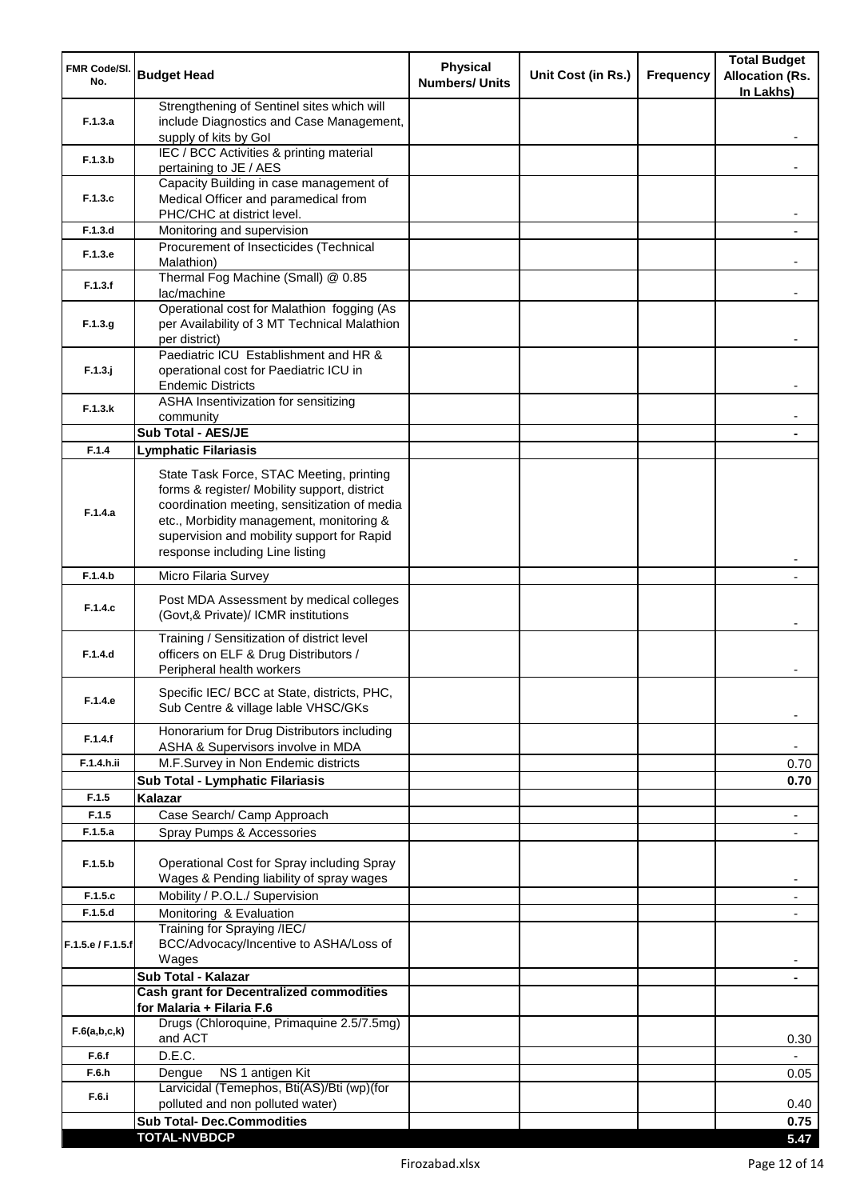| FMR Code/Sl. No. | Budget Head | Physical Numbers/ Units | Unit Cost (in Rs.) | Frequency | Total Budget Allocation (Rs. In Lakhs) |
|---|---|---|---|---|---|
| F.1.3.a | Strengthening of Sentinel sites which will include Diagnostics and Case Management, supply of kits by GoI | | | | - |
| F.1.3.b | IEC / BCC Activities & printing material pertaining to JE / AES | | | | - |
| F.1.3.c | Capacity Building in case management of Medical Officer and paramedical from PHC/CHC at district level. | | | | - |
| F.1.3.d | Monitoring and supervision | | | | - |
| F.1.3.e | Procurement of Insecticides (Technical Malathion) | | | | - |
| F.1.3.f | Thermal Fog Machine (Small) @ 0.85 lac/machine | | | | - |
| F.1.3.g | Operational cost for Malathion fogging (As per Availability of 3 MT Technical Malathion per district) | | | | - |
| F.1.3.j | Paediatric ICU Establishment and HR & operational cost for Paediatric ICU in Endemic Districts | | | | - |
| F.1.3.k | ASHA Insentivization for sensitizing community | | | | - |
| | **Sub Total - AES/JE** | | | | **-** |
| F.1.4 | **Lymphatic Filariasis** | | | | |
| F.1.4.a | State Task Force, STAC Meeting, printing forms & register/ Mobility support, district coordination meeting, sensitization of media etc., Morbidity management, monitoring & supervision and mobility support for Rapid response including Line listing | | | | - |
| F.1.4.b | Micro Filaria Survey | | | | - |
| F.1.4.c | Post MDA Assessment by medical colleges (Govt,& Private)/ ICMR institutions | | | | - |
| F.1.4.d | Training / Sensitization of district level officers on ELF & Drug Distributors / Peripheral health workers | | | | - |
| F.1.4.e | Specific IEC/ BCC at State, districts, PHC, Sub Centre & village lable VHSC/GKs | | | | - |
| F.1.4.f | Honorarium for Drug Distributors including ASHA & Supervisors involve in MDA | | | | - |
| F.1.4.h.ii | M.F.Survey in Non Endemic districts | | | | 0.70 |
| | **Sub Total - Lymphatic Filariasis** | | | | **0.70** |
| F.1.5 | **Kalazar** | | | | |
| F.1.5 | Case Search/ Camp Approach | | | | - |
| F.1.5.a | Spray Pumps & Accessories | | | | - |
| F.1.5.b | Operational Cost for Spray including Spray Wages & Pending liability of spray wages | | | | - |
| F.1.5.c | Mobility / P.O.L./ Supervision | | | | - |
| F.1.5.d | Monitoring & Evaluation | | | | - |
| F.1.5.e / F.1.5.f | Training for Spraying /IEC/ BCC/Advocacy/Incentive to ASHA/Loss of Wages | | | | - |
| | **Sub Total - Kalazar** | | | | **-** |
| | **Cash grant for Decentralized commodities for Malaria + Filaria F.6** | | | | |
| F.6(a,b,c,k) | Drugs (Chloroquine, Primaquine 2.5/7.5mg) and ACT | | | | 0.30 |
| F.6.f | D.E.C. | | | | - |
| F.6.h | Dengue NS 1 antigen Kit | | | | 0.05 |
| F.6.i | Larvicidal (Temephos, Bti(AS)/Bti (wp)(for polluted and non polluted water) | | | | 0.40 |
| | **Sub Total- Dec.Commodities** | | | | **0.75** |
| | **TOTAL-NVBDCP** | | | | **5.47** |

Firozabad.xlsx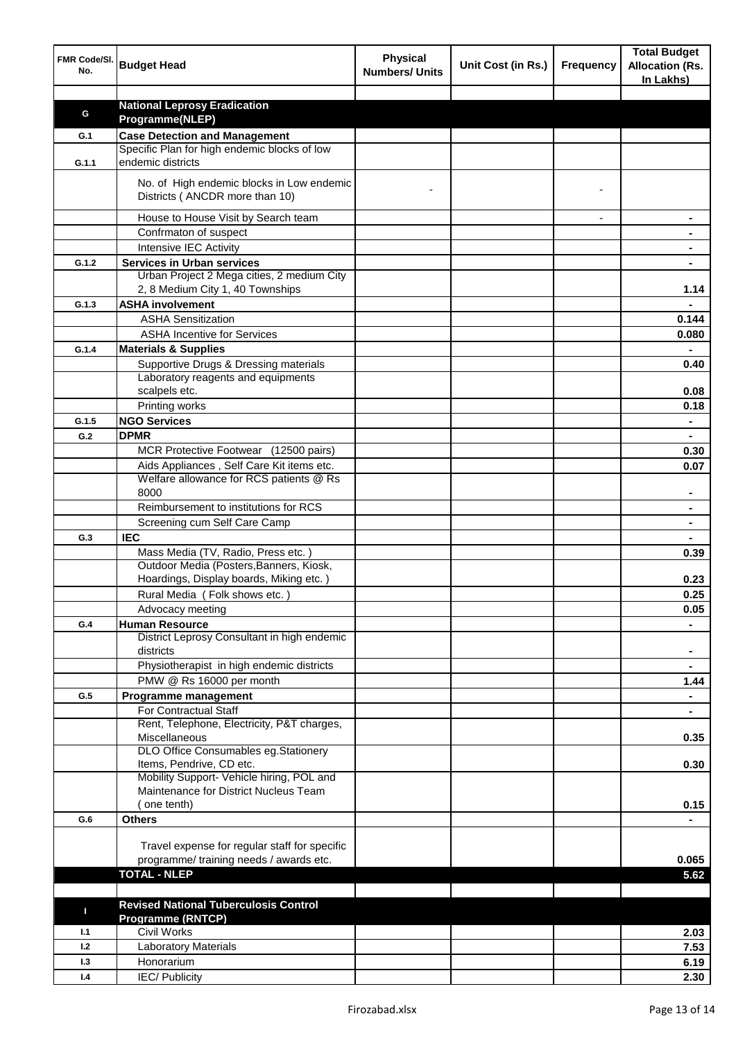| FMR Code/Sl. No. | Budget Head | Physical Numbers/ Units | Unit Cost (in Rs.) | Frequency | Total Budget Allocation (Rs. In Lakhs) |
|---|---|---|---|---|---|
| | | | | | |
| **G** | **National Leprosy Eradication Programme(NLEP)** | | | | |
| **G.1** | **Case Detection and Management** | | | | |
| **G.1.1** | Specific Plan for high endemic blocks of low endemic districts | | | | |
| | No. of High endemic blocks in Low endemic Districts ( ANCDR more than 10) | - | | - | |
| | House to House Visit by Search team | | | - | - |
| | Confrmaton of suspect | | | | - |
| | Intensive IEC Activity | | | | - |
| **G.1.2** | **Services in Urban services** | | | | - |
| | Urban Project 2 Mega cities, 2 medium City 2, 8 Medium City 1, 40 Townships | | | | 1.14 |
| **G.1.3** | **ASHA involvement** | | | | - |
| | ASHA Sensitization | | | | 0.144 |
| | ASHA Incentive for Services | | | | 0.080 |
| **G.1.4** | **Materials & Supplies** | | | | - |
| | Supportive Drugs & Dressing materials | | | | 0.40 |
| | Laboratory reagents and equipments scalpels etc. | | | | 0.08 |
| | Printing works | | | | 0.18 |
| **G.1.5** | **NGO Services** | | | | - |
| **G.2** | **DPMR** | | | | - |
| | MCR Protective Footwear (12500 pairs) | | | | 0.30 |
| | Aids Appliances , Self Care Kit items etc. | | | | 0.07 |
| | Welfare allowance for RCS patients @ Rs 8000 | | | | - |
| | Reimbursement to institutions for RCS | | | | - |
| | Screening cum Self Care Camp | | | | - |
| **G.3** | **IEC** | | | | - |
| | Mass Media (TV, Radio, Press etc. ) | | | | 0.39 |
| | Outdoor Media (Posters,Banners, Kiosk, Hoardings, Display boards, Miking etc. ) | | | | 0.23 |
| | Rural Media ( Folk shows etc. ) | | | | 0.25 |
| | Advocacy meeting | | | | 0.05 |
| **G.4** | **Human Resource** | | | | - |
| | District Leprosy Consultant in high endemic districts | | | | - |
| | Physiotherapist in high endemic districts | | | | - |
| | PMW @ Rs 16000 per month | | | | 1.44 |
| **G.5** | **Programme management** | | | | - |
| | For Contractual Staff | | | | - |
| | Rent, Telephone, Electricity, P&T charges, Miscellaneous | | | | 0.35 |
| | DLO Office Consumables eg.Stationery Items, Pendrive, CD etc. | | | | 0.30 |
| | Mobility Support- Vehicle hiring, POL and Maintenance for District Nucleus Team ( one tenth) | | | | 0.15 |
| **G.6** | **Others** | | | | - |
| | Travel expense for regular staff for specific programme/ training needs / awards etc. | | | | 0.065 |
| | **TOTAL - NLEP** | | | | **5.62** |
| | | | | | |
| **I** | **Revised National Tuberculosis Control Programme (RNTCP)** | | | | |
| **I.1** | Civil Works | | | | 2.03 |
| **I.2** | Laboratory Materials | | | | 7.53 |
| **I.3** | Honorarium | | | | 6.19 |
| **I.4** | IEC/ Publicity | | | | 2.30 |

Firozabad.xlsx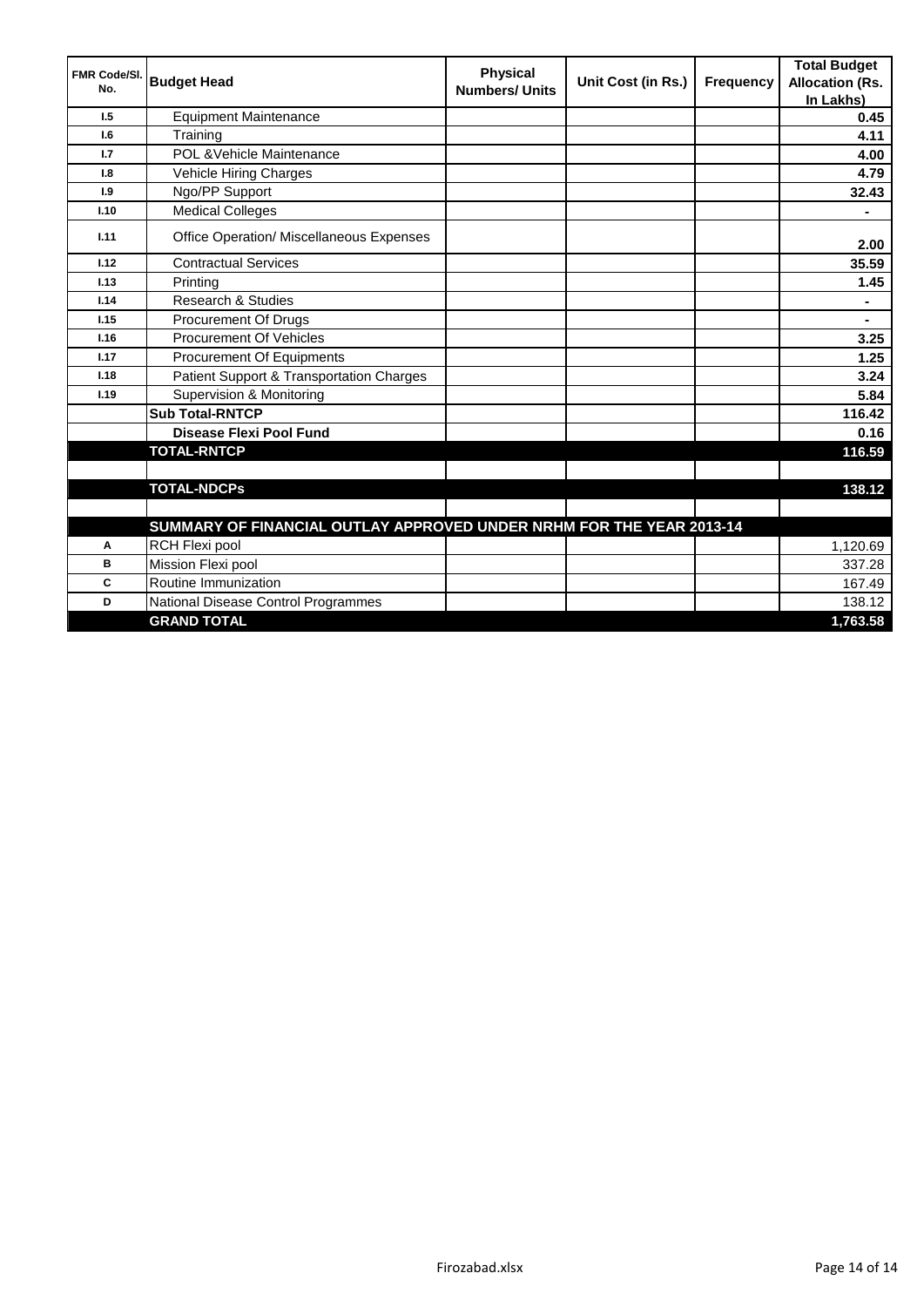| FMR Code/Sl. No. | Budget Head | Physical Numbers/ Units | Unit Cost (in Rs.) | Frequency | Total Budget Allocation (Rs. In Lakhs) |
|---|---|---|---|---|---|
| I.5 | Equipment Maintenance | | | | **0.45** |
| I.6 | Training | | | | **4.11** |
| I.7 | POL &Vehicle Maintenance | | | | **4.00** |
| I.8 | Vehicle Hiring Charges | | | | **4.79** |
| I.9 | Ngo/PP Support | | | | **32.43** |
| I.10 | Medical Colleges | | | | **-** |
| I.11 | Office Operation/ Miscellaneous Expenses | | | | **2.00** |
| I.12 | Contractual Services | | | | **35.59** |
| I.13 | Printing | | | | **1.45** |
| I.14 | Research & Studies | | | | **-** |
| I.15 | Procurement Of Drugs | | | | **-** |
| I.16 | Procurement Of Vehicles | | | | **3.25** |
| I.17 | Procurement Of Equipments | | | | **1.25** |
| I.18 | Patient Support & Transportation Charges | | | | **3.24** |
| I.19 | Supervision & Monitoring | | | | **5.84** |
| | **Sub Total-RNTCP** | | | | **116.42** |
| | **Disease Flexi Pool Fund** | | | | **0.16** |
| | **TOTAL-RNTCP** | | | | **116.59** |
| | | | | | |
| | **TOTAL-NDCPs** | | | | **138.12** |
| | | | | | |
| | **SUMMARY OF FINANCIAL OUTLAY APPROVED UNDER NRHM FOR THE YEAR 2013-14** | | | | |
| A | RCH Flexi pool | | | | 1,120.69 |
| B | Mission Flexi pool | | | | 337.28 |
| C | Routine Immunization | | | | 167.49 |
| D | National Disease Control Programmes | | | | 138.12 |
| | **GRAND TOTAL** | | | | **1,763.58** |